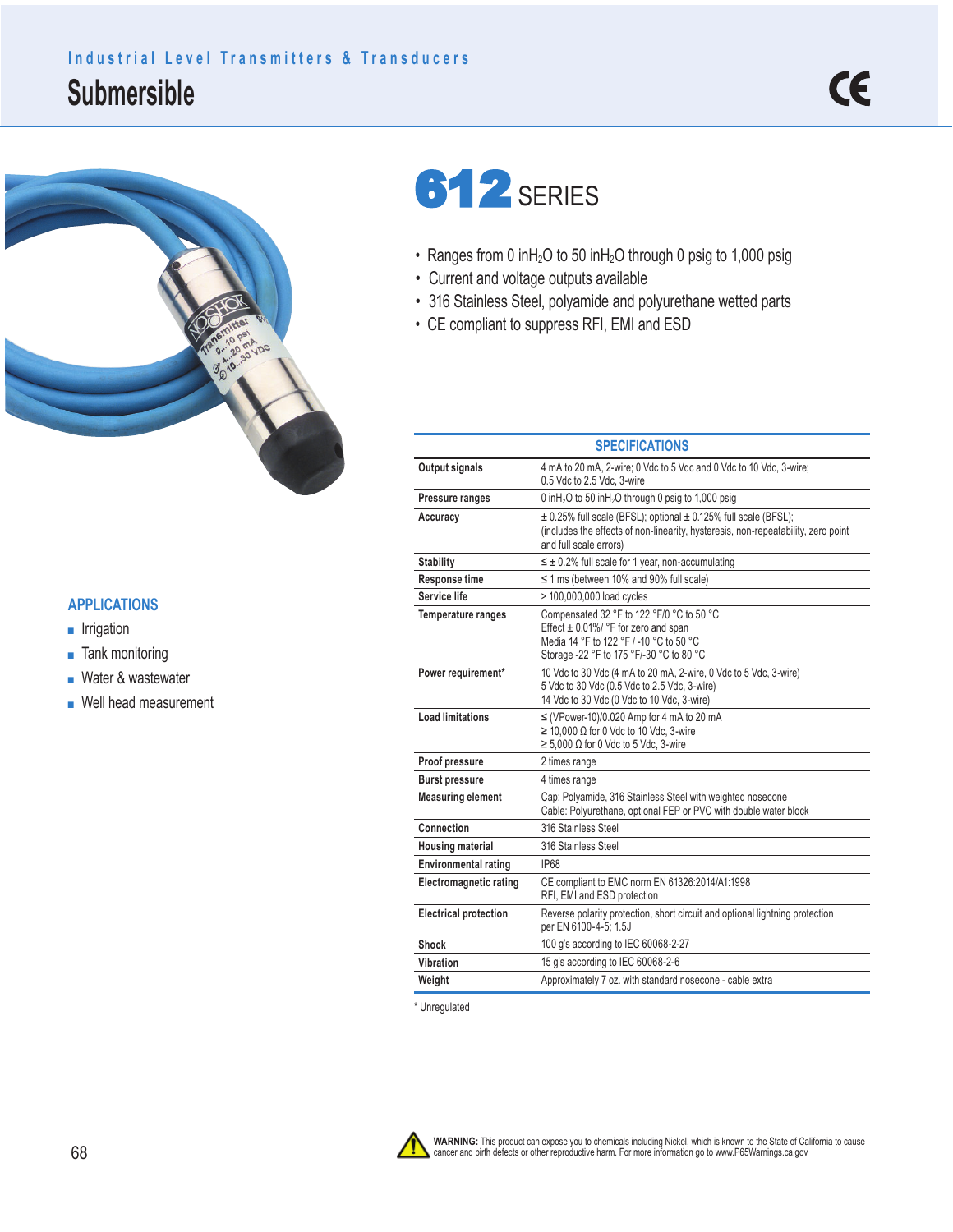Industrial Level Transmitters & Transducers

# Submersible

# 612 SERIES

- Ranges from 0 in$H_2$O to 50 in$H_2$O through 0 psig to 1,000 psig
- Current and voltage outputs available
- 316 Stainless Steel, polyamide and polyurethane wetted parts
- CE compliant to suppress RFI, EMI and ESD

## APPLICATIONS

- Irrigation
- Tank monitoring
- Water & wastewater
- Well head measurement

## SPECIFICATIONS

| | |
|---|---|
| **Output signals** | 4 mA to 20 mA, 2-wire; 0 Vdc to 5 Vdc and 0 Vdc to 10 Vdc, 3-wire; 0.5 Vdc to 2.5 Vdc, 3-wire |
| **Pressure ranges** | 0 in$H_2$O to 50 in$H_2$O through 0 psig to 1,000 psig |
| **Accuracy** | ± 0.25% full scale (BFSL); optional ± 0.125% full scale (BFSL); (includes the effects of non-linearity, hysteresis, non-repeatability, zero point and full scale errors) |
| **Stability** | ≤ ± 0.2% full scale for 1 year, non-accumulating |
| **Response time** | ≤ 1 ms (between 10% and 90% full scale) |
| **Service life** | > 100,000,000 load cycles |
| **Temperature ranges** | Compensated 32 °F to 122 °F/0 °C to 50 °C<br>Effect ± 0.01%/ °F for zero and span<br>Media 14 °F to 122 °F / -10 °C to 50 °C<br>Storage -22 °F to 175 °F/-30 °C to 80 °C |
| **Power requirement*** | 10 Vdc to 30 Vdc (4 mA to 20 mA, 2-wire, 0 Vdc to 5 Vdc, 3-wire)<br>5 Vdc to 30 Vdc (0.5 Vdc to 2.5 Vdc, 3-wire)<br>14 Vdc to 30 Vdc (0 Vdc to 10 Vdc, 3-wire) |
| **Load limitations** | ≤ (VPower-10)/0.020 Amp for 4 mA to 20 mA<br>≥ 10,000 Ω for 0 Vdc to 10 Vdc, 3-wire<br>≥ 5,000 Ω for 0 Vdc to 5 Vdc, 3-wire |
| **Proof pressure** | 2 times range |
| **Burst pressure** | 4 times range |
| **Measuring element** | Cap: Polyamide, 316 Stainless Steel with weighted nosecone<br>Cable: Polyurethane, optional FEP or PVC with double water block |
| **Connection** | 316 Stainless Steel |
| **Housing material** | 316 Stainless Steel |
| **Environmental rating** | IP68 |
| **Electromagnetic rating** | CE compliant to EMC norm EN 61326:2014/A1:1998<br>RFI, EMI and ESD protection |
| **Electrical protection** | Reverse polarity protection, short circuit and optional lightning protection per EN 6100-4-5; 1.5J |
| **Shock** | 100 g's according to IEC 60068-2-27 |
| **Vibration** | 15 g's according to IEC 60068-2-6 |
| **Weight** | Approximately 7 oz. with standard nosecone - cable extra |

\* Unregulated

**WARNING:** This product can expose you to chemicals including Nickel, which is known to the State of California to cause cancer and birth defects or other reproductive harm. For more information go to www.P65Warnings.ca.gov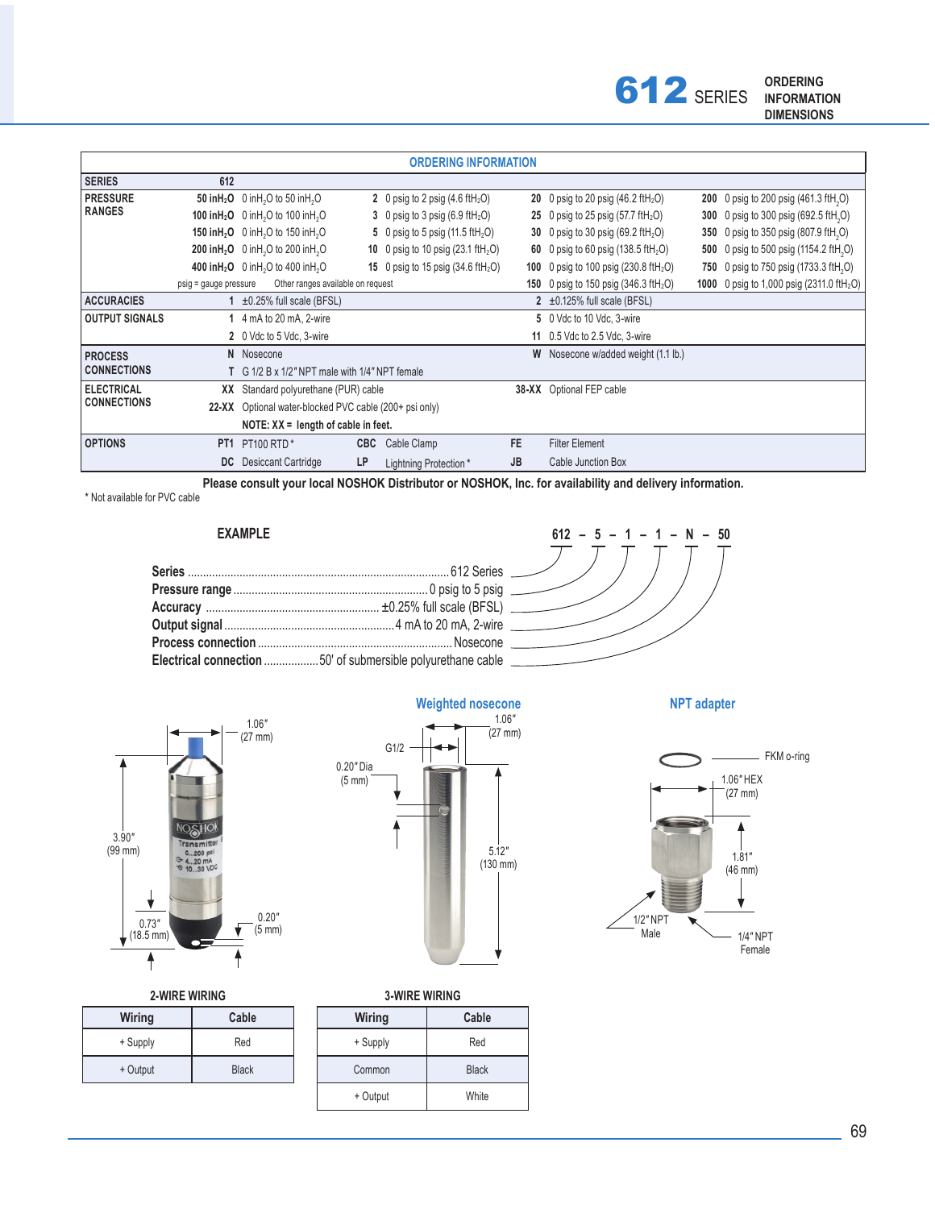# 612 SERIES

ORDERING INFORMATION
DIMENSIONS

## ORDERING INFORMATION

| | | | | | | | |
|---|---|---|---|---|---|---|---|
| **SERIES** | 612 | | | | | | |
| **PRESSURE RANGES** | **50 inH₂O** 0 inH₂O to 50 inH₂O | **2** | 0 psig to 2 psig (4.6 ftH₂O) | **20** | 0 psig to 20 psig (46.2 ftH₂O) | **200** | 0 psig to 200 psig (461.3 ftH₂O) |
| | **100 inH₂O** 0 inH₂O to 100 inH₂O | **3** | 0 psig to 3 psig (6.9 ftH₂O) | **25** | 0 psig to 25 psig (57.7 ftH₂O) | **300** | 0 psig to 300 psig (692.5 ftH₂O) |
| | **150 inH₂O** 0 inH₂O to 150 inH₂O | **5** | 0 psig to 5 psig (11.5 ftH₂O) | **30** | 0 psig to 30 psig (69.2 ftH₂O) | **350** | 0 psig to 350 psig (807.9 ftH₂O) |
| | **200 inH₂O** 0 inH₂O to 200 inH₂O | **10** | 0 psig to 10 psig (23.1 ftH₂O) | **60** | 0 psig to 60 psig (138.5 ftH₂O) | **500** | 0 psig to 500 psig (1154.2 ftH₂O) |
| | **400 inH₂O** 0 inH₂O to 400 inH₂O | **15** | 0 psig to 15 psig (34.6 ftH₂O) | **100** | 0 psig to 100 psig (230.8 ftH₂O) | **750** | 0 psig to 750 psig (1733.3 ftH₂O) |
| | psig = gauge pressure  Other ranges available on request | | | **150** | 0 psig to 150 psig (346.3 ftH₂O) | **1000** | 0 psig to 1,000 psig (2311.0 ftH₂O) |
| **ACCURACIES** | **1** ±0.25% full scale (BFSL) | | | **2** | ±0.125% full scale (BFSL) | | |
| **OUTPUT SIGNALS** | **1** 4 mA to 20 mA, 2-wire | | | **5** | 0 Vdc to 10 Vdc, 3-wire | | |
| | **2** 0 Vdc to 5 Vdc, 3-wire | | | **11** | 0.5 Vdc to 2.5 Vdc, 3-wire | | |
| **PROCESS CONNECTIONS** | **N** Nosecone | | | **W** | Nosecone w/added weight (1.1 lb.) | | |
| | **T** G 1/2 B x 1/2" NPT male with 1/4" NPT female | | | | | | |
| **ELECTRICAL CONNECTIONS** | **XX** Standard polyurethane (PUR) cable | | | **38-XX** | Optional FEP cable | | |
| | **22-XX** Optional water-blocked PVC cable (200+ psi only) | | | | | | |
| | **NOTE: XX = length of cable in feet.** | | | | | | |
| **OPTIONS** | **PT1** PT100 RTD * | **CBC** | Cable Clamp | **FE** | Filter Element | | |
| | **DC** Desiccant Cartridge | **LP** | Lightning Protection * | **JB** | Cable Junction Box | | |

**Please consult your local NOSHOK Distributor or NOSHOK, Inc. for availability and delivery information.**

\* Not available for PVC cable

### EXAMPLE

612 – 5 – 1 – 1 – N – 50

**Series** .................... 612 Series
**Pressure range** .................... 0 psig to 5 psig
**Accuracy** .................... ±0.25% full scale (BFSL)
**Output signal** .................... 4 mA to 20 mA, 2-wire
**Process connection** .................... Nosecone
**Electrical connection** .................... 50' of submersible polyurethane cable

1.06" (27 mm)
3.90" (99 mm)
0.73" (18.5 mm)
0.20" (5 mm)

**Weighted nosecone**

G1/2
1.06" (27 mm)
0.20" Dia (5 mm)
5.12" (130 mm)

**NPT adapter**

FKM o-ring
1.06" HEX (27 mm)
1.81" (46 mm)
1/2" NPT Male
1/4" NPT Female

### 2-WIRE WIRING

| Wiring | Cable |
|---|---|
| + Supply | Red |
| + Output | Black |

### 3-WIRE WIRING

| Wiring | Cable |
|---|---|
| + Supply | Red |
| Common | Black |
| + Output | White |